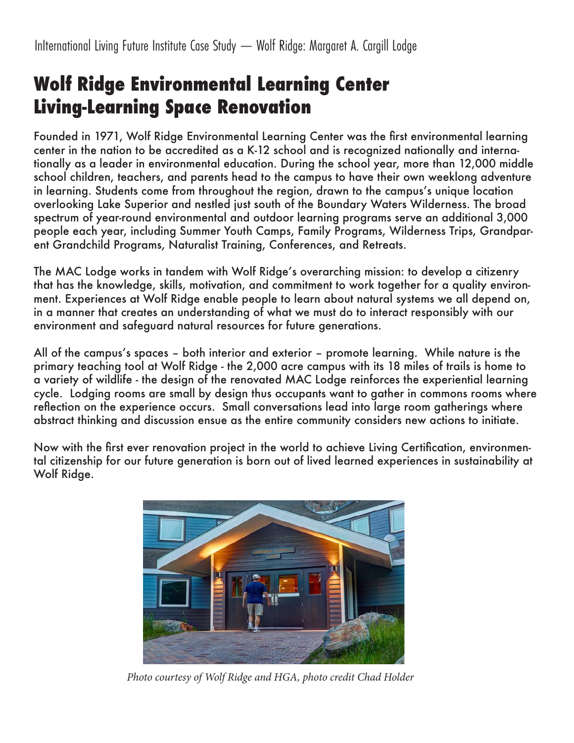# Wolf Ridge Environmental Learning Center Living-Learning Space Renovation

Founded in 1971, Wolf Ridge Environmental Learning Center was the first environmental learning center in the nation to be accredited as a K-12 school and is recognized nationally and internationally as a leader in environmental education. During the school year, more than 12,000 middle school children, teachers, and parents head to the campus to have their own weeklong adventure in learning. Students come from throughout the region, drawn to the campus's unique location overlooking Lake Superior and nestled just south of the Boundary Waters Wilderness. The broad spectrum of year-round environmental and outdoor learning programs serve an additional 3,000 people each year, including Summer Youth Camps, Family Programs, Wilderness Trips, Grandparent Grandchild Programs, Naturalist Training, Conferences, and Retreats.

The MAC Lodge works in tandem with Wolf Ridge's overarching mission: to develop a citizenry that has the knowledge, skills, motivation, and commitment to work together for a quality environment. Experiences at Wolf Ridge enable people to learn about natural systems we all depend on, in a manner that creates an understanding of what we must do to interact responsibly with our environment and safeguard natural resources for future generations.

All of the campus's spaces – both interior and exterior – promote learning. While nature is the primary teaching tool at Wolf Ridge - the 2,000 acre campus with its 18 miles of trails is home to a variety of wildlife - the design of the renovated MAC Lodge reinforces the experiential learning cycle. Lodging rooms are small by design thus occupants want to gather in commons rooms where reflection on the experience occurs. Small conversations lead into large room gatherings where abstract thinking and discussion ensue as the entire community considers new actions to initiate.

Now with the first ever renovation project in the world to achieve Living Certification, environmental citizenship for our future generation is born out of lived learned experiences in sustainability at Wolf Ridge.

*Photo courtesy of Wolf Ridge and HGA, photo credit Chad Holder*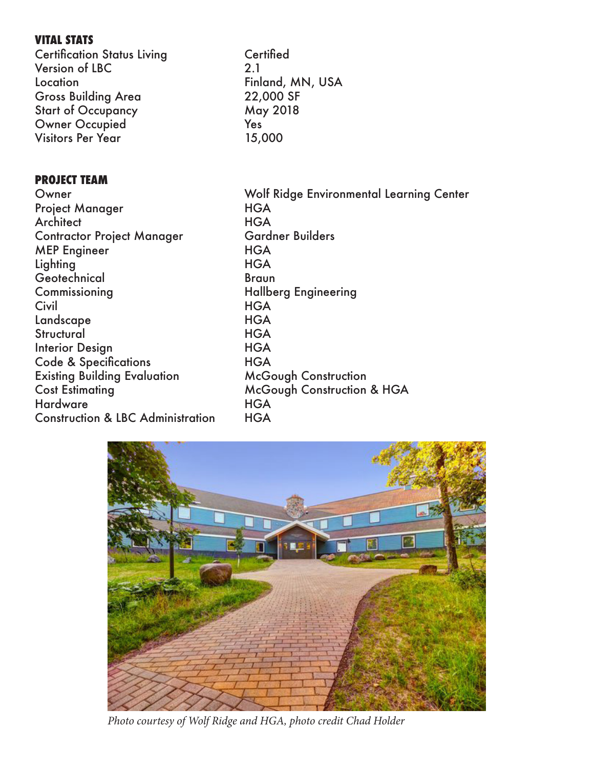## VITAL STATS

| | |
|---|---|
| Certification Status Living | Certified |
| Version of LBC | 2.1 |
| Location | Finland, MN, USA |
| Gross Building Area | 22,000 SF |
| Start of Occupancy | May 2018 |
| Owner Occupied | Yes |
| Visitors Per Year | 15,000 |

## PROJECT TEAM

| | |
|---|---|
| Owner | Wolf Ridge Environmental Learning Center |
| Project Manager | HGA |
| Architect | HGA |
| Contractor Project Manager | Gardner Builders |
| MEP Engineer | HGA |
| Lighting | HGA |
| Geotechnical | Braun |
| Commissioning | Hallberg Engineering |
| Civil | HGA |
| Landscape | HGA |
| Structural | HGA |
| Interior Design | HGA |
| Code & Specifications | HGA |
| Existing Building Evaluation | McGough Construction |
| Cost Estimating | McGough Construction & HGA |
| Hardware | HGA |
| Construction & LBC Administration | HGA |

*Photo courtesy of Wolf Ridge and HGA, photo credit Chad Holder*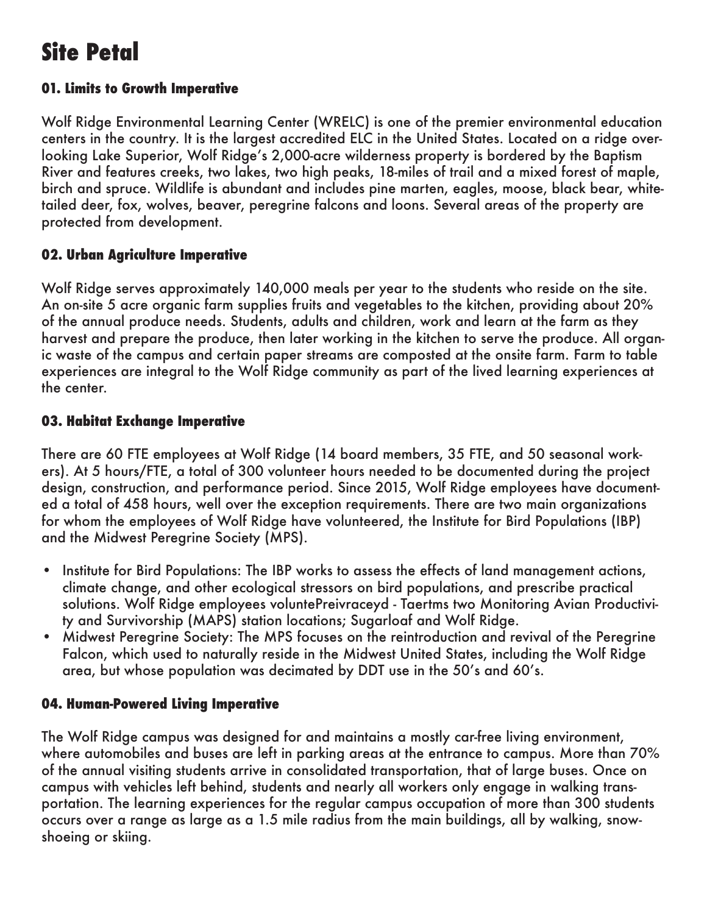# Site Petal

### 01. Limits to Growth Imperative

Wolf Ridge Environmental Learning Center (WRELC) is one of the premier environmental education centers in the country. It is the largest accredited ELC in the United States. Located on a ridge overlooking Lake Superior, Wolf Ridge's 2,000-acre wilderness property is bordered by the Baptism River and features creeks, two lakes, two high peaks, 18-miles of trail and a mixed forest of maple, birch and spruce. Wildlife is abundant and includes pine marten, eagles, moose, black bear, white-tailed deer, fox, wolves, beaver, peregrine falcons and loons. Several areas of the property are protected from development.

### 02. Urban Agriculture Imperative

Wolf Ridge serves approximately 140,000 meals per year to the students who reside on the site. An on-site 5 acre organic farm supplies fruits and vegetables to the kitchen, providing about 20% of the annual produce needs. Students, adults and children, work and learn at the farm as they harvest and prepare the produce, then later working in the kitchen to serve the produce. All organic waste of the campus and certain paper streams are composted at the onsite farm. Farm to table experiences are integral to the Wolf Ridge community as part of the lived learning experiences at the center.

### 03. Habitat Exchange Imperative

There are 60 FTE employees at Wolf Ridge (14 board members, 35 FTE, and 50 seasonal workers). At 5 hours/FTE, a total of 300 volunteer hours needed to be documented during the project design, construction, and performance period. Since 2015, Wolf Ridge employees have documented a total of 458 hours, well over the exception requirements. There are two main organizations for whom the employees of Wolf Ridge have volunteered, the Institute for Bird Populations (IBP) and the Midwest Peregrine Society (MPS).

- Institute for Bird Populations: The IBP works to assess the effects of land management actions, climate change, and other ecological stressors on bird populations, and prescribe practical solutions. Wolf Ridge employees voluntePreivraceyd - Taertms two Monitoring Avian Productivity and Survivorship (MAPS) station locations; Sugarloaf and Wolf Ridge.
- Midwest Peregrine Society: The MPS focuses on the reintroduction and revival of the Peregrine Falcon, which used to naturally reside in the Midwest United States, including the Wolf Ridge area, but whose population was decimated by DDT use in the 50's and 60's.

### 04. Human-Powered Living Imperative

The Wolf Ridge campus was designed for and maintains a mostly car-free living environment, where automobiles and buses are left in parking areas at the entrance to campus. More than 70% of the annual visiting students arrive in consolidated transportation, that of large buses. Once on campus with vehicles left behind, students and nearly all workers only engage in walking transportation. The learning experiences for the regular campus occupation of more than 300 students occurs over a range as large as a 1.5 mile radius from the main buildings, all by walking, snowshoeing or skiing.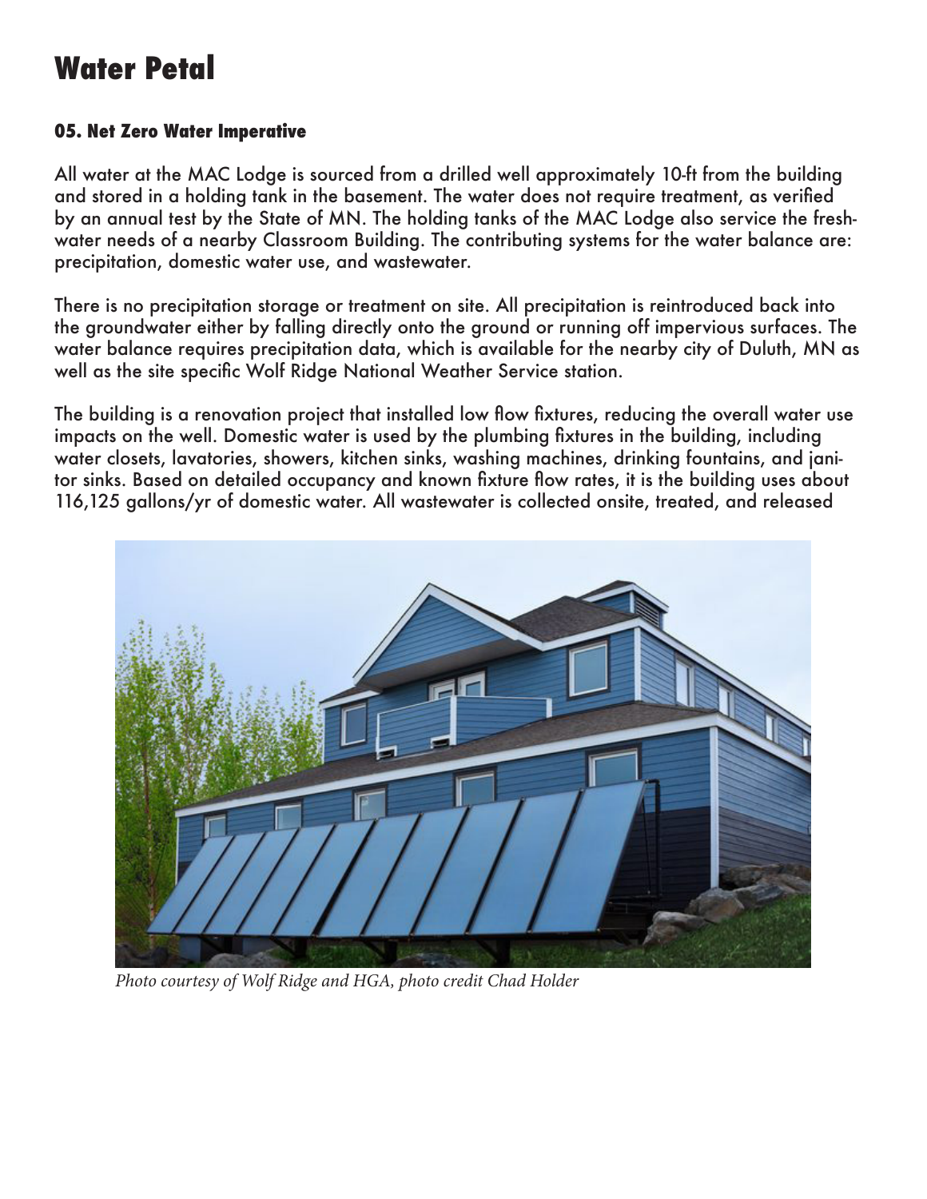# Water Petal

### 05. Net Zero Water Imperative

All water at the MAC Lodge is sourced from a drilled well approximately 10-ft from the building and stored in a holding tank in the basement. The water does not require treatment, as verified by an annual test by the State of MN. The holding tanks of the MAC Lodge also service the fresh-water needs of a nearby Classroom Building. The contributing systems for the water balance are: precipitation, domestic water use, and wastewater.

There is no precipitation storage or treatment on site. All precipitation is reintroduced back into the groundwater either by falling directly onto the ground or running off impervious surfaces. The water balance requires precipitation data, which is available for the nearby city of Duluth, MN as well as the site specific Wolf Ridge National Weather Service station.

The building is a renovation project that installed low flow fixtures, reducing the overall water use impacts on the well. Domestic water is used by the plumbing fixtures in the building, including water closets, lavatories, showers, kitchen sinks, washing machines, drinking fountains, and janitor sinks. Based on detailed occupancy and known fixture flow rates, it is the building uses about 116,125 gallons/yr of domestic water. All wastewater is collected onsite, treated, and released

*Photo courtesy of Wolf Ridge and HGA, photo credit Chad Holder*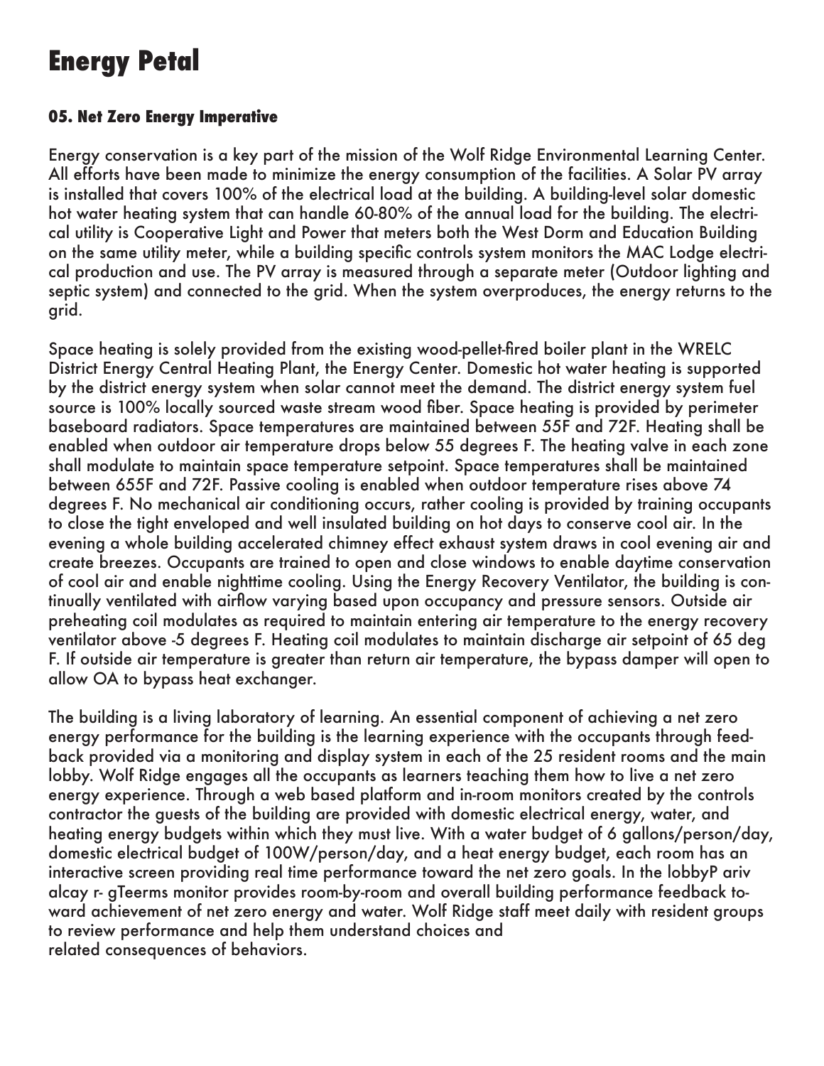# Energy Petal

### 05. Net Zero Energy Imperative

Energy conservation is a key part of the mission of the Wolf Ridge Environmental Learning Center. All efforts have been made to minimize the energy consumption of the facilities. A Solar PV array is installed that covers 100% of the electrical load at the building. A building-level solar domestic hot water heating system that can handle 60-80% of the annual load for the building. The electrical utility is Cooperative Light and Power that meters both the West Dorm and Education Building on the same utility meter, while a building specific controls system monitors the MAC Lodge electrical production and use. The PV array is measured through a separate meter (Outdoor lighting and septic system) and connected to the grid. When the system overproduces, the energy returns to the grid.

Space heating is solely provided from the existing wood-pellet-fired boiler plant in the WRELC District Energy Central Heating Plant, the Energy Center. Domestic hot water heating is supported by the district energy system when solar cannot meet the demand. The district energy system fuel source is 100% locally sourced waste stream wood fiber. Space heating is provided by perimeter baseboard radiators. Space temperatures are maintained between 55F and 72F. Heating shall be enabled when outdoor air temperature drops below 55 degrees F. The heating valve in each zone shall modulate to maintain space temperature setpoint. Space temperatures shall be maintained between 655F and 72F. Passive cooling is enabled when outdoor temperature rises above 74 degrees F. No mechanical air conditioning occurs, rather cooling is provided by training occupants to close the tight enveloped and well insulated building on hot days to conserve cool air. In the evening a whole building accelerated chimney effect exhaust system draws in cool evening air and create breezes. Occupants are trained to open and close windows to enable daytime conservation of cool air and enable nighttime cooling. Using the Energy Recovery Ventilator, the building is continually ventilated with airflow varying based upon occupancy and pressure sensors. Outside air preheating coil modulates as required to maintain entering air temperature to the energy recovery ventilator above -5 degrees F. Heating coil modulates to maintain discharge air setpoint of 65 deg F. If outside air temperature is greater than return air temperature, the bypass damper will open to allow OA to bypass heat exchanger.

The building is a living laboratory of learning. An essential component of achieving a net zero energy performance for the building is the learning experience with the occupants through feedback provided via a monitoring and display system in each of the 25 resident rooms and the main lobby. Wolf Ridge engages all the occupants as learners teaching them how to live a net zero energy experience. Through a web based platform and in-room monitors created by the controls contractor the guests of the building are provided with domestic electrical energy, water, and heating energy budgets within which they must live. With a water budget of 6 gallons/person/day, domestic electrical budget of 100W/person/day, and a heat energy budget, each room has an interactive screen providing real time performance toward the net zero goals. In the lobbyP ariv alcay r- gTeerms monitor provides room-by-room and overall building performance feedback toward achievement of net zero energy and water. Wolf Ridge staff meet daily with resident groups to review performance and help them understand choices and related consequences of behaviors.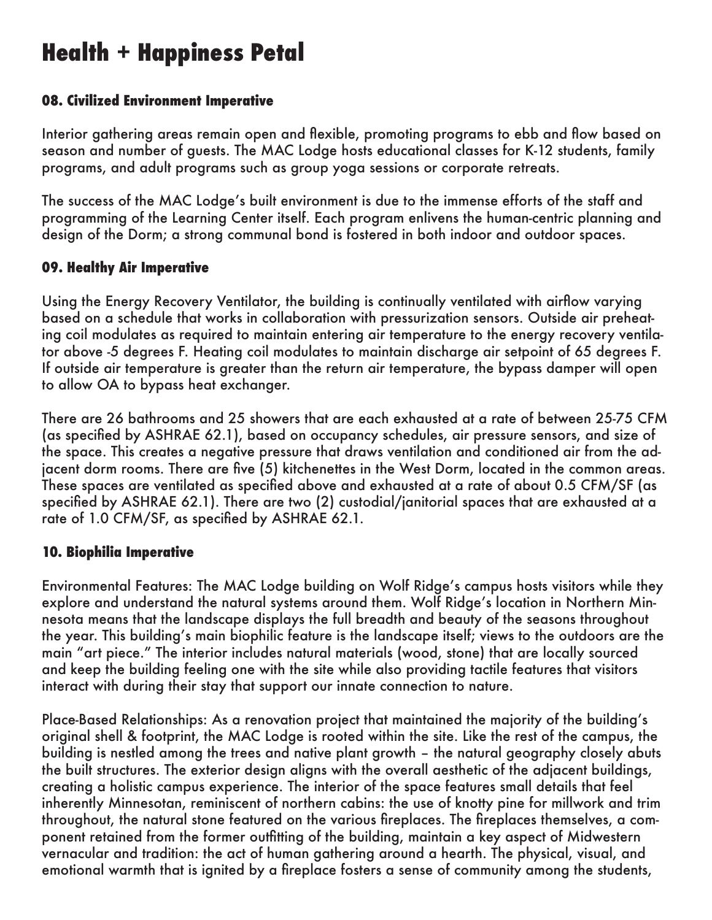# Health + Happiness Petal

### 08. Civilized Environment Imperative

Interior gathering areas remain open and flexible, promoting programs to ebb and flow based on season and number of guests. The MAC Lodge hosts educational classes for K-12 students, family programs, and adult programs such as group yoga sessions or corporate retreats.

The success of the MAC Lodge's built environment is due to the immense efforts of the staff and programming of the Learning Center itself. Each program enlivens the human-centric planning and design of the Dorm; a strong communal bond is fostered in both indoor and outdoor spaces.

### 09. Healthy Air Imperative

Using the Energy Recovery Ventilator, the building is continually ventilated with airflow varying based on a schedule that works in collaboration with pressurization sensors. Outside air preheating coil modulates as required to maintain entering air temperature to the energy recovery ventilator above -5 degrees F. Heating coil modulates to maintain discharge air setpoint of 65 degrees F. If outside air temperature is greater than the return air temperature, the bypass damper will open to allow OA to bypass heat exchanger.

There are 26 bathrooms and 25 showers that are each exhausted at a rate of between 25-75 CFM (as specified by ASHRAE 62.1), based on occupancy schedules, air pressure sensors, and size of the space. This creates a negative pressure that draws ventilation and conditioned air from the adjacent dorm rooms. There are five (5) kitchenettes in the West Dorm, located in the common areas. These spaces are ventilated as specified above and exhausted at a rate of about 0.5 CFM/SF (as specified by ASHRAE 62.1). There are two (2) custodial/janitorial spaces that are exhausted at a rate of 1.0 CFM/SF, as specified by ASHRAE 62.1.

### 10. Biophilia Imperative

Environmental Features: The MAC Lodge building on Wolf Ridge's campus hosts visitors while they explore and understand the natural systems around them. Wolf Ridge's location in Northern Minnesota means that the landscape displays the full breadth and beauty of the seasons throughout the year. This building's main biophilic feature is the landscape itself; views to the outdoors are the main "art piece." The interior includes natural materials (wood, stone) that are locally sourced and keep the building feeling one with the site while also providing tactile features that visitors interact with during their stay that support our innate connection to nature.

Place-Based Relationships: As a renovation project that maintained the majority of the building's original shell & footprint, the MAC Lodge is rooted within the site. Like the rest of the campus, the building is nestled among the trees and native plant growth – the natural geography closely abuts the built structures. The exterior design aligns with the overall aesthetic of the adjacent buildings, creating a holistic campus experience. The interior of the space features small details that feel inherently Minnesotan, reminiscent of northern cabins: the use of knotty pine for millwork and trim throughout, the natural stone featured on the various fireplaces. The fireplaces themselves, a component retained from the former outfitting of the building, maintain a key aspect of Midwestern vernacular and tradition: the act of human gathering around a hearth. The physical, visual, and emotional warmth that is ignited by a fireplace fosters a sense of community among the students,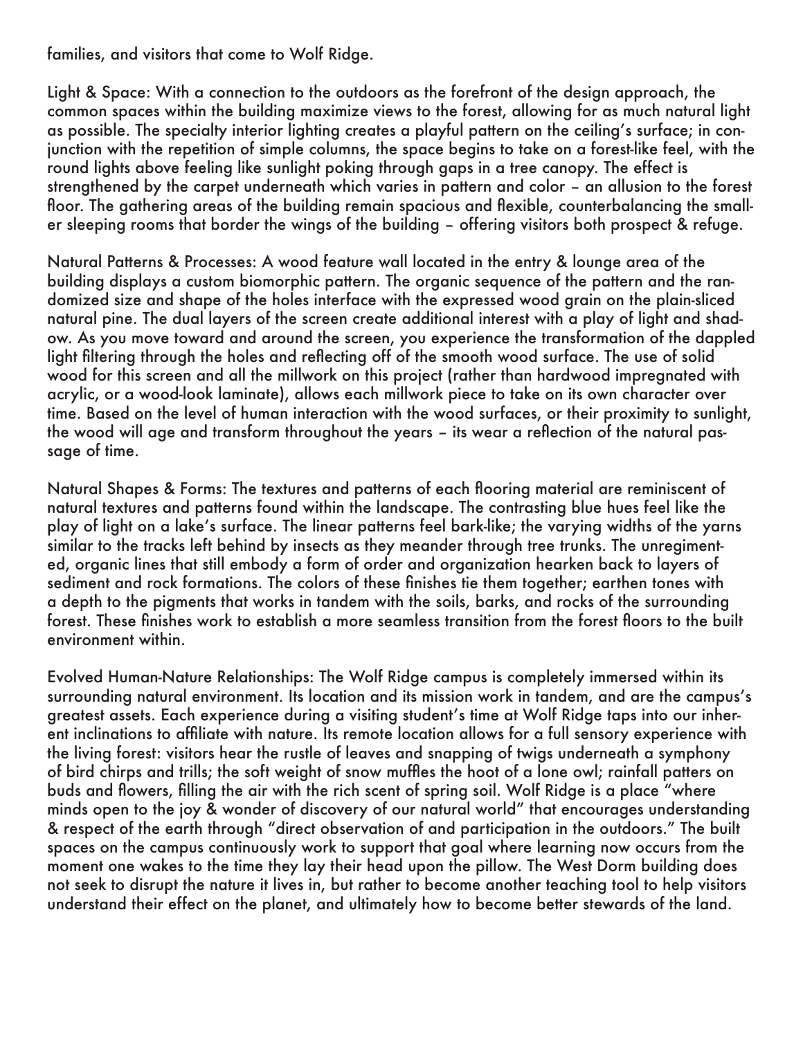families, and visitors that come to Wolf Ridge.

Light & Space: With a connection to the outdoors as the forefront of the design approach, the common spaces within the building maximize views to the forest, allowing for as much natural light as possible. The specialty interior lighting creates a playful pattern on the ceiling's surface; in conjunction with the repetition of simple columns, the space begins to take on a forest-like feel, with the round lights above feeling like sunlight poking through gaps in a tree canopy. The effect is strengthened by the carpet underneath which varies in pattern and color – an allusion to the forest floor. The gathering areas of the building remain spacious and flexible, counterbalancing the smaller sleeping rooms that border the wings of the building – offering visitors both prospect & refuge.

Natural Patterns & Processes: A wood feature wall located in the entry & lounge area of the building displays a custom biomorphic pattern. The organic sequence of the pattern and the randomized size and shape of the holes interface with the expressed wood grain on the plain-sliced natural pine. The dual layers of the screen create additional interest with a play of light and shadow. As you move toward and around the screen, you experience the transformation of the dappled light filtering through the holes and reflecting off of the smooth wood surface. The use of solid wood for this screen and all the millwork on this project (rather than hardwood impregnated with acrylic, or a wood-look laminate), allows each millwork piece to take on its own character over time. Based on the level of human interaction with the wood surfaces, or their proximity to sunlight, the wood will age and transform throughout the years – its wear a reflection of the natural passage of time.

Natural Shapes & Forms: The textures and patterns of each flooring material are reminiscent of natural textures and patterns found within the landscape. The contrasting blue hues feel like the play of light on a lake's surface. The linear patterns feel bark-like; the varying widths of the yarns similar to the tracks left behind by insects as they meander through tree trunks. The unregimented, organic lines that still embody a form of order and organization hearken back to layers of sediment and rock formations. The colors of these finishes tie them together; earthen tones with a depth to the pigments that works in tandem with the soils, barks, and rocks of the surrounding forest. These finishes work to establish a more seamless transition from the forest floors to the built environment within.

Evolved Human-Nature Relationships: The Wolf Ridge campus is completely immersed within its surrounding natural environment. Its location and its mission work in tandem, and are the campus's greatest assets. Each experience during a visiting student's time at Wolf Ridge taps into our inherent inclinations to affiliate with nature. Its remote location allows for a full sensory experience with the living forest: visitors hear the rustle of leaves and snapping of twigs underneath a symphony of bird chirps and trills; the soft weight of snow muffles the hoot of a lone owl; rainfall patters on buds and flowers, filling the air with the rich scent of spring soil. Wolf Ridge is a place "where minds open to the joy & wonder of discovery of our natural world" that encourages understanding & respect of the earth through "direct observation of and participation in the outdoors." The built spaces on the campus continuously work to support that goal where learning now occurs from the moment one wakes to the time they lay their head upon the pillow. The West Dorm building does not seek to disrupt the nature it lives in, but rather to become another teaching tool to help visitors understand their effect on the planet, and ultimately how to become better stewards of the land.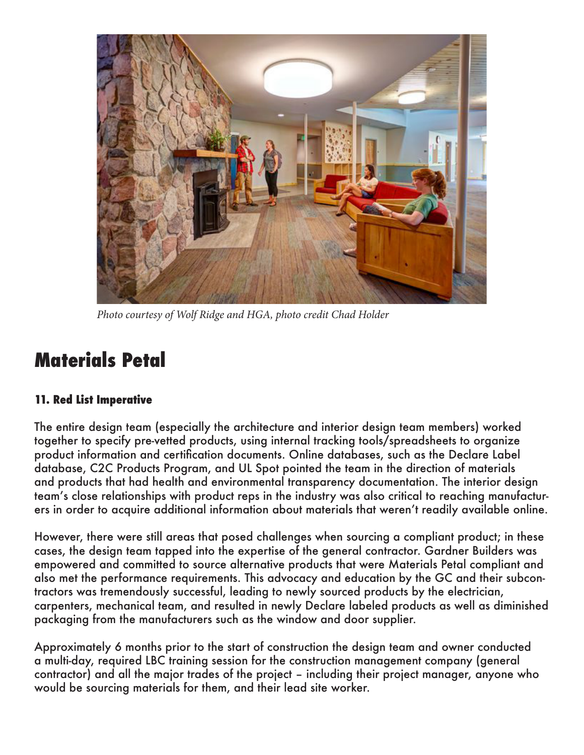*Photo courtesy of Wolf Ridge and HGA, photo credit Chad Holder*

# Materials Petal

### 11. Red List Imperative

The entire design team (especially the architecture and interior design team members) worked together to specify pre-vetted products, using internal tracking tools/spreadsheets to organize product information and certification documents. Online databases, such as the Declare Label database, C2C Products Program, and UL Spot pointed the team in the direction of materials and products that had health and environmental transparency documentation. The interior design team's close relationships with product reps in the industry was also critical to reaching manufacturers in order to acquire additional information about materials that weren't readily available online.

However, there were still areas that posed challenges when sourcing a compliant product; in these cases, the design team tapped into the expertise of the general contractor. Gardner Builders was empowered and committed to source alternative products that were Materials Petal compliant and also met the performance requirements. This advocacy and education by the GC and their subcontractors was tremendously successful, leading to newly sourced products by the electrician, carpenters, mechanical team, and resulted in newly Declare labeled products as well as diminished packaging from the manufacturers such as the window and door supplier.

Approximately 6 months prior to the start of construction the design team and owner conducted a multi-day, required LBC training session for the construction management company (general contractor) and all the major trades of the project – including their project manager, anyone who would be sourcing materials for them, and their lead site worker.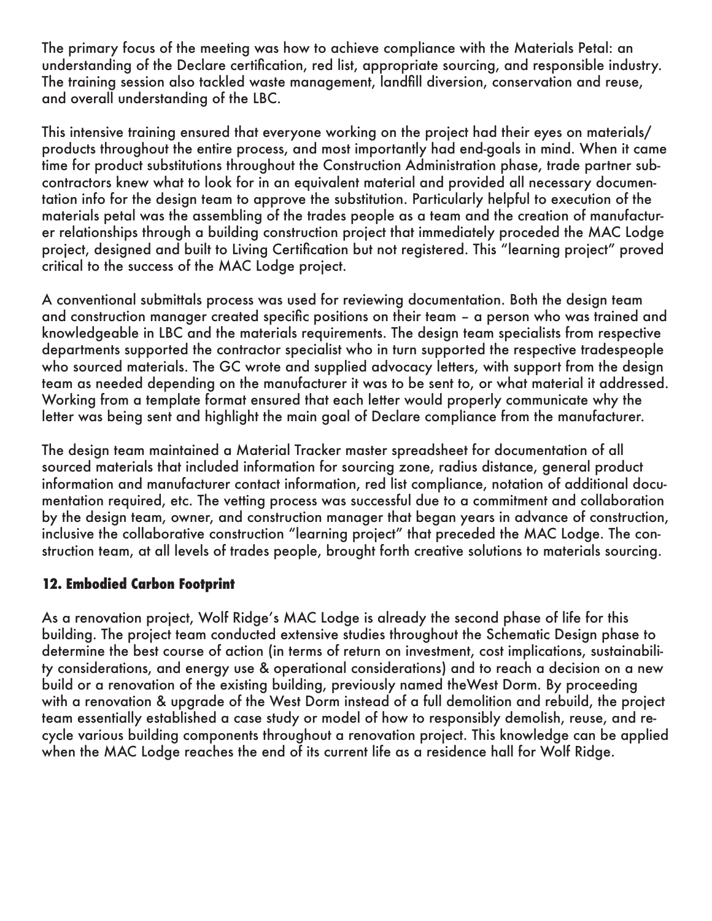The primary focus of the meeting was how to achieve compliance with the Materials Petal: an understanding of the Declare certification, red list, appropriate sourcing, and responsible industry. The training session also tackled waste management, landfill diversion, conservation and reuse, and overall understanding of the LBC.

This intensive training ensured that everyone working on the project had their eyes on materials/products throughout the entire process, and most importantly had end-goals in mind. When it came time for product substitutions throughout the Construction Administration phase, trade partner subcontractors knew what to look for in an equivalent material and provided all necessary documentation info for the design team to approve the substitution. Particularly helpful to execution of the materials petal was the assembling of the trades people as a team and the creation of manufacturer relationships through a building construction project that immediately proceded the MAC Lodge project, designed and built to Living Certification but not registered. This "learning project" proved critical to the success of the MAC Lodge project.

A conventional submittals process was used for reviewing documentation. Both the design team and construction manager created specific positions on their team – a person who was trained and knowledgeable in LBC and the materials requirements. The design team specialists from respective departments supported the contractor specialist who in turn supported the respective tradespeople who sourced materials. The GC wrote and supplied advocacy letters, with support from the design team as needed depending on the manufacturer it was to be sent to, or what material it addressed. Working from a template format ensured that each letter would properly communicate why the letter was being sent and highlight the main goal of Declare compliance from the manufacturer.

The design team maintained a Material Tracker master spreadsheet for documentation of all sourced materials that included information for sourcing zone, radius distance, general product information and manufacturer contact information, red list compliance, notation of additional documentation required, etc. The vetting process was successful due to a commitment and collaboration by the design team, owner, and construction manager that began years in advance of construction, inclusive the collaborative construction "learning project" that preceded the MAC Lodge. The construction team, at all levels of trades people, brought forth creative solutions to materials sourcing.

## 12. Embodied Carbon Footprint

As a renovation project, Wolf Ridge's MAC Lodge is already the second phase of life for this building. The project team conducted extensive studies throughout the Schematic Design phase to determine the best course of action (in terms of return on investment, cost implications, sustainability considerations, and energy use & operational considerations) and to reach a decision on a new build or a renovation of the existing building, previously named theWest Dorm. By proceeding with a renovation & upgrade of the West Dorm instead of a full demolition and rebuild, the project team essentially established a case study or model of how to responsibly demolish, reuse, and recycle various building components throughout a renovation project. This knowledge can be applied when the MAC Lodge reaches the end of its current life as a residence hall for Wolf Ridge.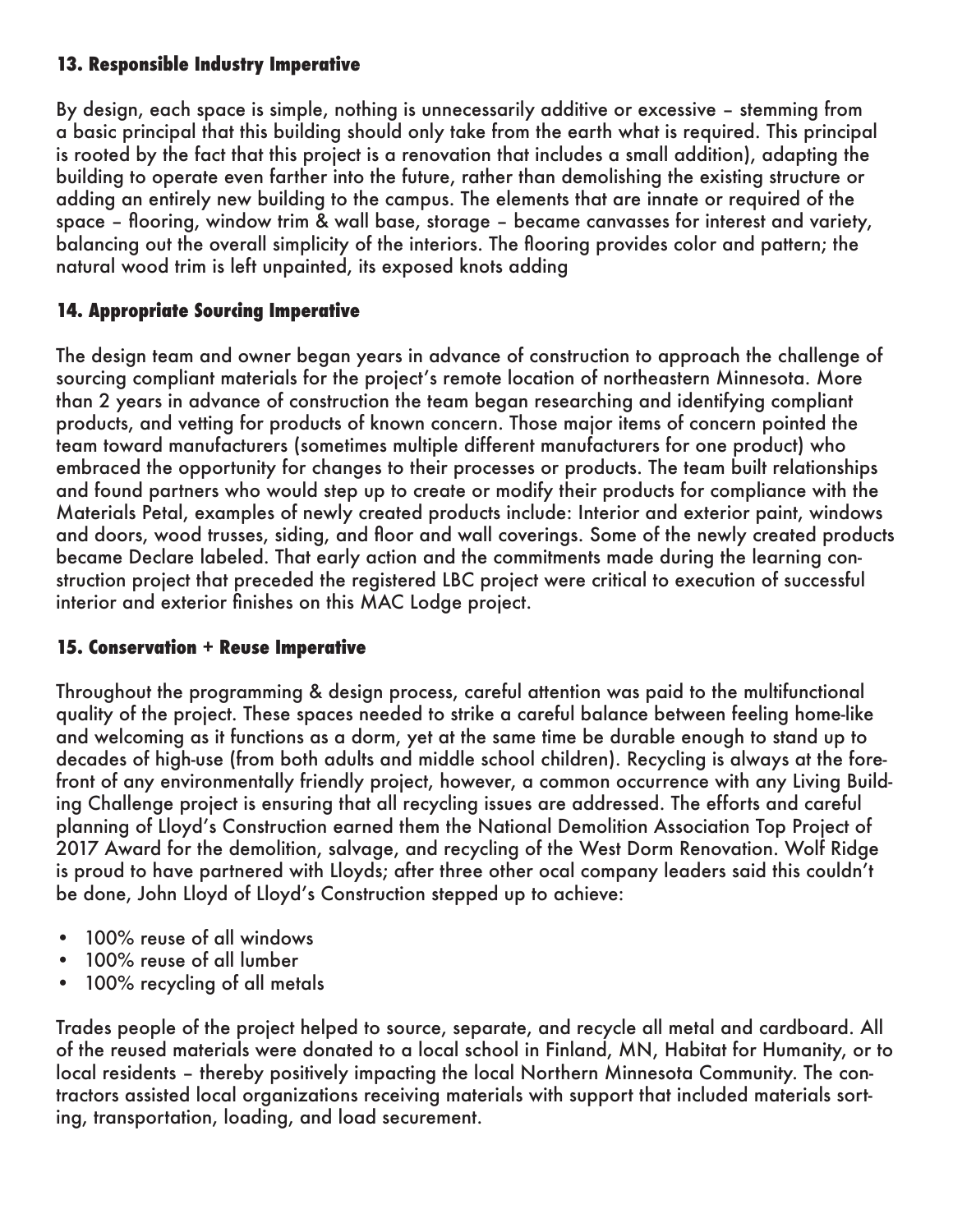### 13. Responsible Industry Imperative

By design, each space is simple, nothing is unnecessarily additive or excessive – stemming from a basic principal that this building should only take from the earth what is required. This principal is rooted by the fact that this project is a renovation that includes a small addition), adapting the building to operate even farther into the future, rather than demolishing the existing structure or adding an entirely new building to the campus. The elements that are innate or required of the space – flooring, window trim & wall base, storage – became canvasses for interest and variety, balancing out the overall simplicity of the interiors. The flooring provides color and pattern; the natural wood trim is left unpainted, its exposed knots adding

### 14. Appropriate Sourcing Imperative

The design team and owner began years in advance of construction to approach the challenge of sourcing compliant materials for the project's remote location of northeastern Minnesota. More than 2 years in advance of construction the team began researching and identifying compliant products, and vetting for products of known concern. Those major items of concern pointed the team toward manufacturers (sometimes multiple different manufacturers for one product) who embraced the opportunity for changes to their processes or products. The team built relationships and found partners who would step up to create or modify their products for compliance with the Materials Petal, examples of newly created products include: Interior and exterior paint, windows and doors, wood trusses, siding, and floor and wall coverings. Some of the newly created products became Declare labeled. That early action and the commitments made during the learning construction project that preceded the registered LBC project were critical to execution of successful interior and exterior finishes on this MAC Lodge project.

### 15. Conservation + Reuse Imperative

Throughout the programming & design process, careful attention was paid to the multifunctional quality of the project. These spaces needed to strike a careful balance between feeling home-like and welcoming as it functions as a dorm, yet at the same time be durable enough to stand up to decades of high-use (from both adults and middle school children). Recycling is always at the forefront of any environmentally friendly project, however, a common occurrence with any Living Building Challenge project is ensuring that all recycling issues are addressed. The efforts and careful planning of Lloyd's Construction earned them the National Demolition Association Top Project of 2017 Award for the demolition, salvage, and recycling of the West Dorm Renovation. Wolf Ridge is proud to have partnered with Lloyds; after three other ocal company leaders said this couldn't be done, John Lloyd of Lloyd's Construction stepped up to achieve:

- 100% reuse of all windows
- 100% reuse of all lumber
- 100% recycling of all metals

Trades people of the project helped to source, separate, and recycle all metal and cardboard. All of the reused materials were donated to a local school in Finland, MN, Habitat for Humanity, or to local residents – thereby positively impacting the local Northern Minnesota Community. The contractors assisted local organizations receiving materials with support that included materials sorting, transportation, loading, and load securement.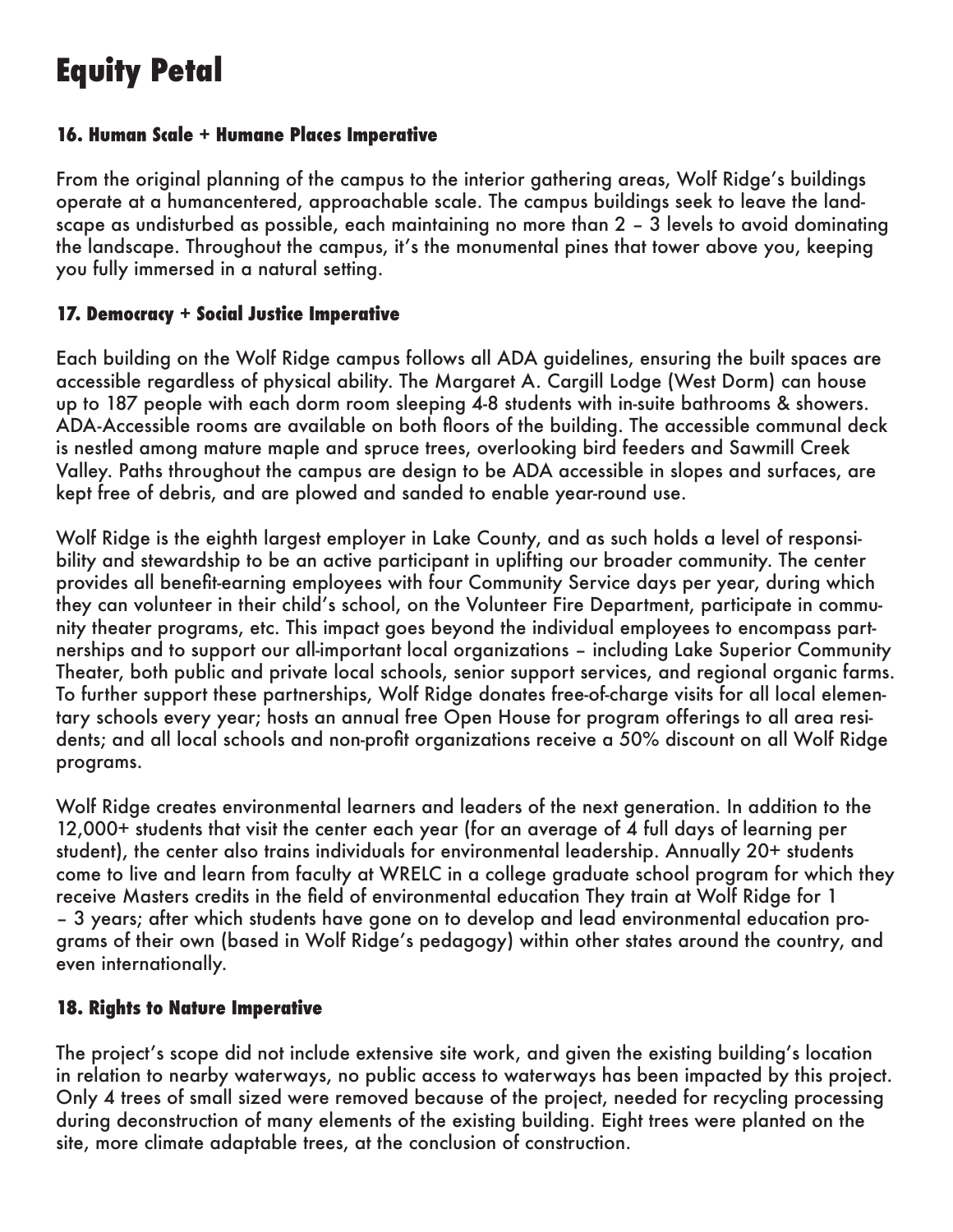# Equity Petal

### 16. Human Scale + Humane Places Imperative

From the original planning of the campus to the interior gathering areas, Wolf Ridge's buildings operate at a humancentered, approachable scale. The campus buildings seek to leave the landscape as undisturbed as possible, each maintaining no more than 2 – 3 levels to avoid dominating the landscape. Throughout the campus, it's the monumental pines that tower above you, keeping you fully immersed in a natural setting.

### 17. Democracy + Social Justice Imperative

Each building on the Wolf Ridge campus follows all ADA guidelines, ensuring the built spaces are accessible regardless of physical ability. The Margaret A. Cargill Lodge (West Dorm) can house up to 187 people with each dorm room sleeping 4-8 students with in-suite bathrooms & showers. ADA-Accessible rooms are available on both floors of the building. The accessible communal deck is nestled among mature maple and spruce trees, overlooking bird feeders and Sawmill Creek Valley. Paths throughout the campus are design to be ADA accessible in slopes and surfaces, are kept free of debris, and are plowed and sanded to enable year-round use.

Wolf Ridge is the eighth largest employer in Lake County, and as such holds a level of responsibility and stewardship to be an active participant in uplifting our broader community. The center provides all benefit-earning employees with four Community Service days per year, during which they can volunteer in their child's school, on the Volunteer Fire Department, participate in community theater programs, etc. This impact goes beyond the individual employees to encompass partnerships and to support our all-important local organizations – including Lake Superior Community Theater, both public and private local schools, senior support services, and regional organic farms. To further support these partnerships, Wolf Ridge donates free-of-charge visits for all local elementary schools every year; hosts an annual free Open House for program offerings to all area residents; and all local schools and non-profit organizations receive a 50% discount on all Wolf Ridge programs.

Wolf Ridge creates environmental learners and leaders of the next generation. In addition to the 12,000+ students that visit the center each year (for an average of 4 full days of learning per student), the center also trains individuals for environmental leadership. Annually 20+ students come to live and learn from faculty at WRELC in a college graduate school program for which they receive Masters credits in the field of environmental education They train at Wolf Ridge for 1 – 3 years; after which students have gone on to develop and lead environmental education programs of their own (based in Wolf Ridge's pedagogy) within other states around the country, and even internationally.

### 18. Rights to Nature Imperative

The project's scope did not include extensive site work, and given the existing building's location in relation to nearby waterways, no public access to waterways has been impacted by this project. Only 4 trees of small sized were removed because of the project, needed for recycling processing during deconstruction of many elements of the existing building. Eight trees were planted on the site, more climate adaptable trees, at the conclusion of construction.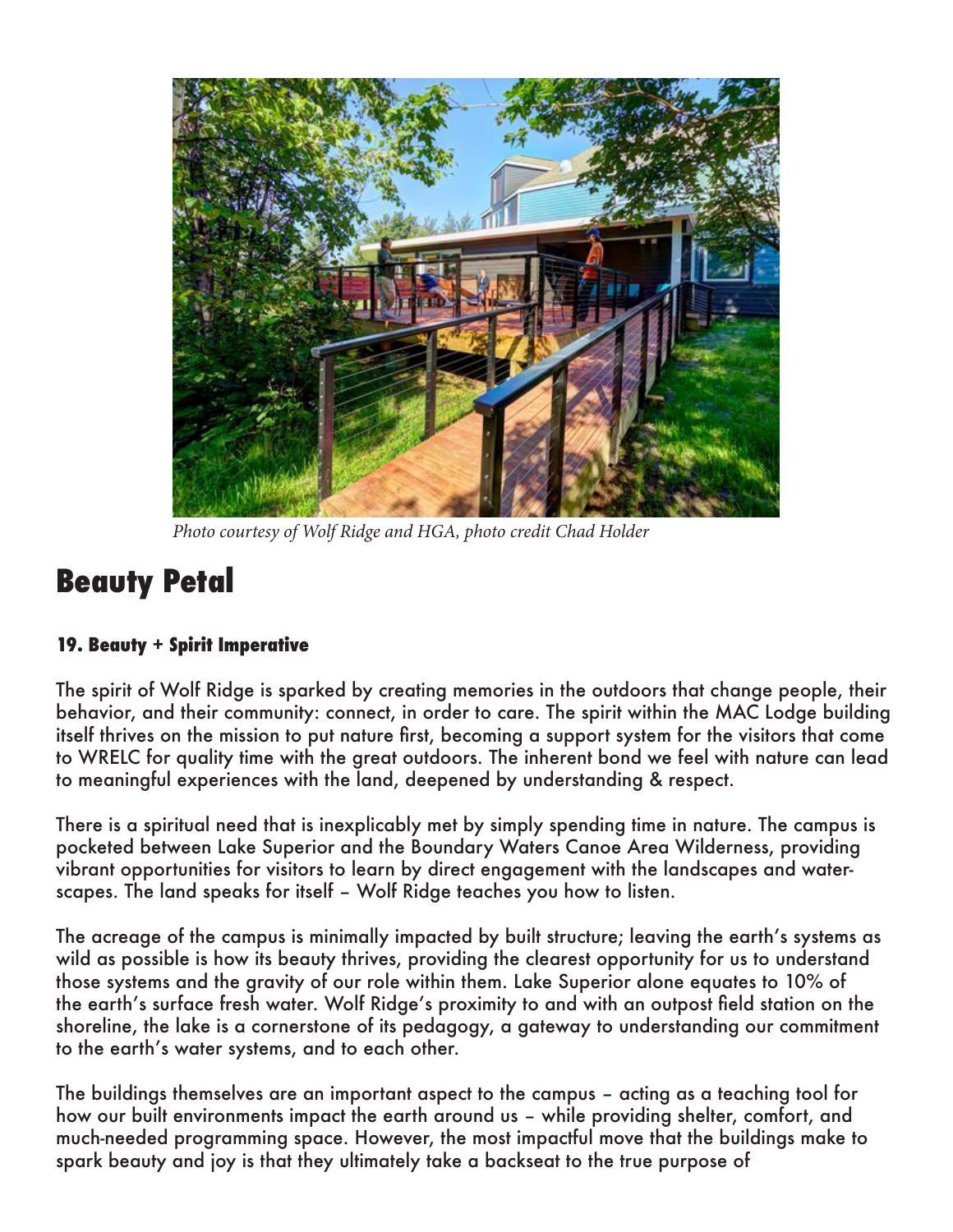*Photo courtesy of Wolf Ridge and HGA, photo credit Chad Holder*

# Beauty Petal

### 19. Beauty + Spirit Imperative

The spirit of Wolf Ridge is sparked by creating memories in the outdoors that change people, their behavior, and their community: connect, in order to care. The spirit within the MAC Lodge building itself thrives on the mission to put nature first, becoming a support system for the visitors that come to WRELC for quality time with the great outdoors. The inherent bond we feel with nature can lead to meaningful experiences with the land, deepened by understanding & respect.

There is a spiritual need that is inexplicably met by simply spending time in nature. The campus is pocketed between Lake Superior and the Boundary Waters Canoe Area Wilderness, providing vibrant opportunities for visitors to learn by direct engagement with the landscapes and waterscapes. The land speaks for itself – Wolf Ridge teaches you how to listen.

The acreage of the campus is minimally impacted by built structure; leaving the earth's systems as wild as possible is how its beauty thrives, providing the clearest opportunity for us to understand those systems and the gravity of our role within them. Lake Superior alone equates to 10% of the earth's surface fresh water. Wolf Ridge's proximity to and with an outpost field station on the shoreline, the lake is a cornerstone of its pedagogy, a gateway to understanding our commitment to the earth's water systems, and to each other.

The buildings themselves are an important aspect to the campus – acting as a teaching tool for how our built environments impact the earth around us – while providing shelter, comfort, and much-needed programming space. However, the most impactful move that the buildings make to spark beauty and joy is that they ultimately take a backseat to the true purpose of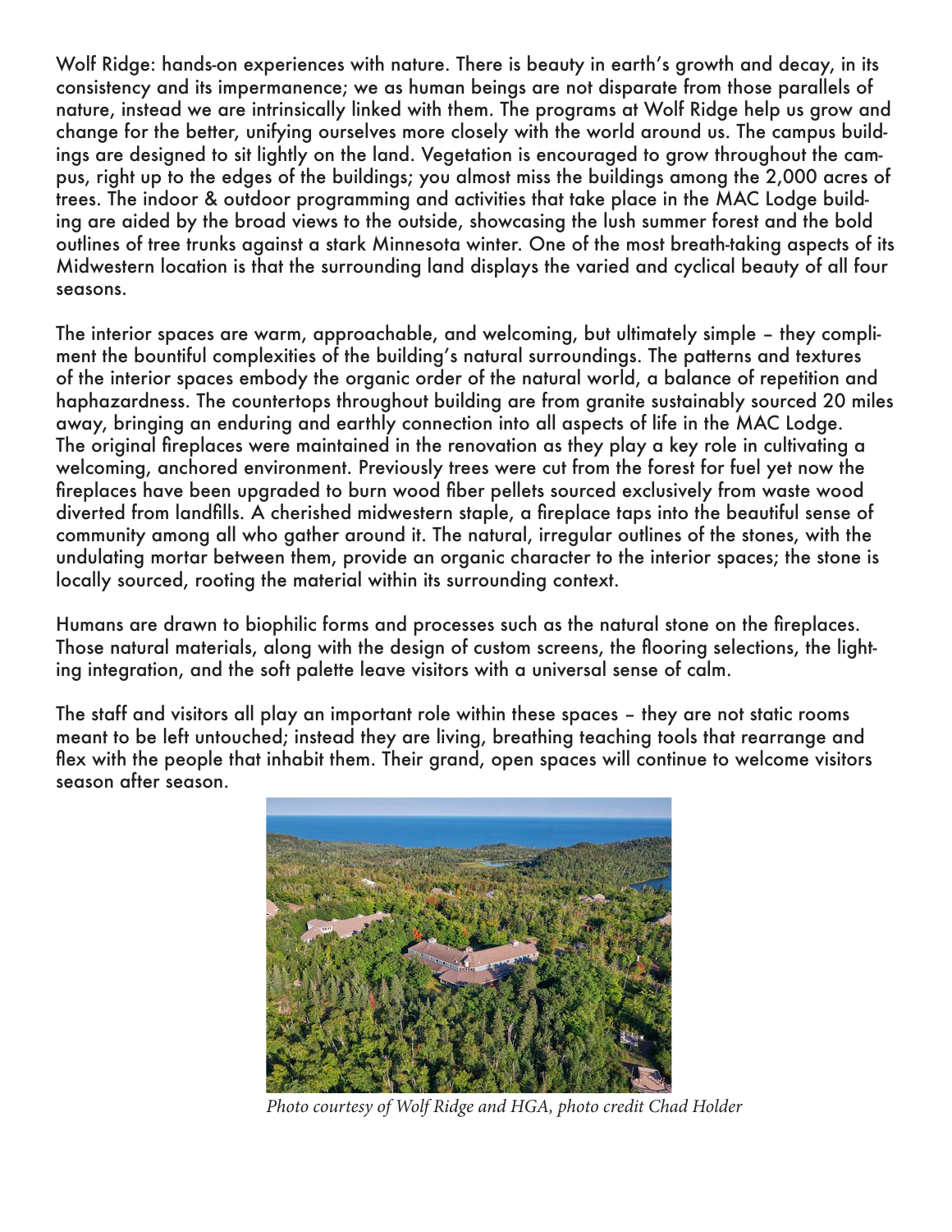Wolf Ridge: hands-on experiences with nature. There is beauty in earth's growth and decay, in its consistency and its impermanence; we as human beings are not disparate from those parallels of nature, instead we are intrinsically linked with them. The programs at Wolf Ridge help us grow and change for the better, unifying ourselves more closely with the world around us. The campus buildings are designed to sit lightly on the land. Vegetation is encouraged to grow throughout the campus, right up to the edges of the buildings; you almost miss the buildings among the 2,000 acres of trees. The indoor & outdoor programming and activities that take place in the MAC Lodge building are aided by the broad views to the outside, showcasing the lush summer forest and the bold outlines of tree trunks against a stark Minnesota winter. One of the most breath-taking aspects of its Midwestern location is that the surrounding land displays the varied and cyclical beauty of all four seasons.

The interior spaces are warm, approachable, and welcoming, but ultimately simple – they compliment the bountiful complexities of the building's natural surroundings. The patterns and textures of the interior spaces embody the organic order of the natural world, a balance of repetition and haphazardness. The countertops throughout building are from granite sustainably sourced 20 miles away, bringing an enduring and earthly connection into all aspects of life in the MAC Lodge. The original fireplaces were maintained in the renovation as they play a key role in cultivating a welcoming, anchored environment. Previously trees were cut from the forest for fuel yet now the fireplaces have been upgraded to burn wood fiber pellets sourced exclusively from waste wood diverted from landfills. A cherished midwestern staple, a fireplace taps into the beautiful sense of community among all who gather around it. The natural, irregular outlines of the stones, with the undulating mortar between them, provide an organic character to the interior spaces; the stone is locally sourced, rooting the material within its surrounding context.

Humans are drawn to biophilic forms and processes such as the natural stone on the fireplaces. Those natural materials, along with the design of custom screens, the flooring selections, the lighting integration, and the soft palette leave visitors with a universal sense of calm.

The staff and visitors all play an important role within these spaces – they are not static rooms meant to be left untouched; instead they are living, breathing teaching tools that rearrange and flex with the people that inhabit them. Their grand, open spaces will continue to welcome visitors season after season.

*Photo courtesy of Wolf Ridge and HGA, photo credit Chad Holder*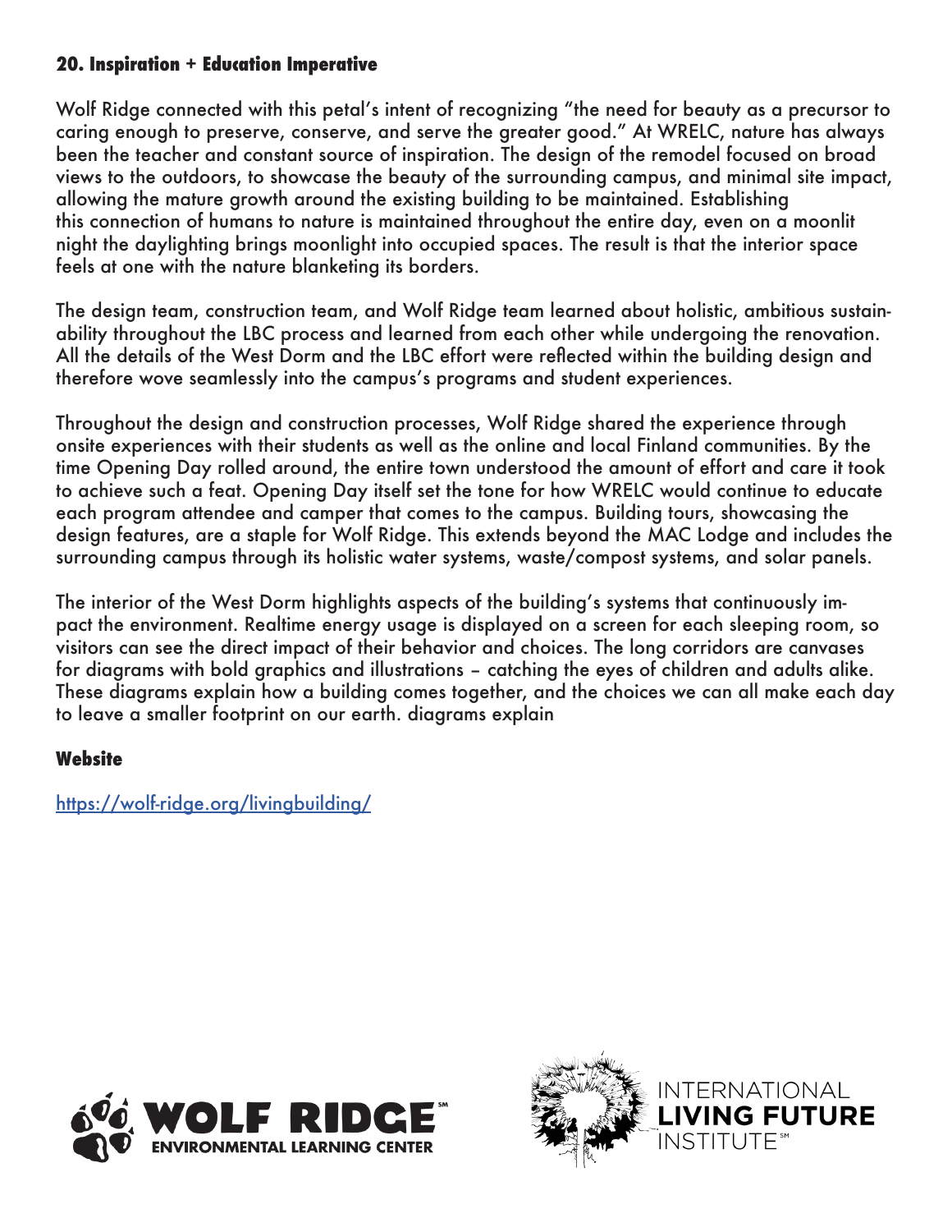**20. Inspiration + Education Imperative**

Wolf Ridge connected with this petal's intent of recognizing "the need for beauty as a precursor to caring enough to preserve, conserve, and serve the greater good." At WRELC, nature has always been the teacher and constant source of inspiration. The design of the remodel focused on broad views to the outdoors, to showcase the beauty of the surrounding campus, and minimal site impact, allowing the mature growth around the existing building to be maintained. Establishing this connection of humans to nature is maintained throughout the entire day, even on a moonlit night the daylighting brings moonlight into occupied spaces. The result is that the interior space feels at one with the nature blanketing its borders.

The design team, construction team, and Wolf Ridge team learned about holistic, ambitious sustainability throughout the LBC process and learned from each other while undergoing the renovation. All the details of the West Dorm and the LBC effort were reflected within the building design and therefore wove seamlessly into the campus's programs and student experiences.

Throughout the design and construction processes, Wolf Ridge shared the experience through onsite experiences with their students as well as the online and local Finland communities. By the time Opening Day rolled around, the entire town understood the amount of effort and care it took to achieve such a feat. Opening Day itself set the tone for how WRELC would continue to educate each program attendee and camper that comes to the campus. Building tours, showcasing the design features, are a staple for Wolf Ridge. This extends beyond the MAC Lodge and includes the surrounding campus through its holistic water systems, waste/compost systems, and solar panels.

The interior of the West Dorm highlights aspects of the building's systems that continuously impact the environment. Realtime energy usage is displayed on a screen for each sleeping room, so visitors can see the direct impact of their behavior and choices. The long corridors are canvases for diagrams with bold graphics and illustrations – catching the eyes of children and adults alike. These diagrams explain how a building comes together, and the choices we can all make each day to leave a smaller footprint on our earth. diagrams explain

**Website**

https://wolf-ridge.org/livingbuilding/

WOLF RIDGE ENVIRONMENTAL LEARNING CENTER

INTERNATIONAL LIVING FUTURE INSTITUTE